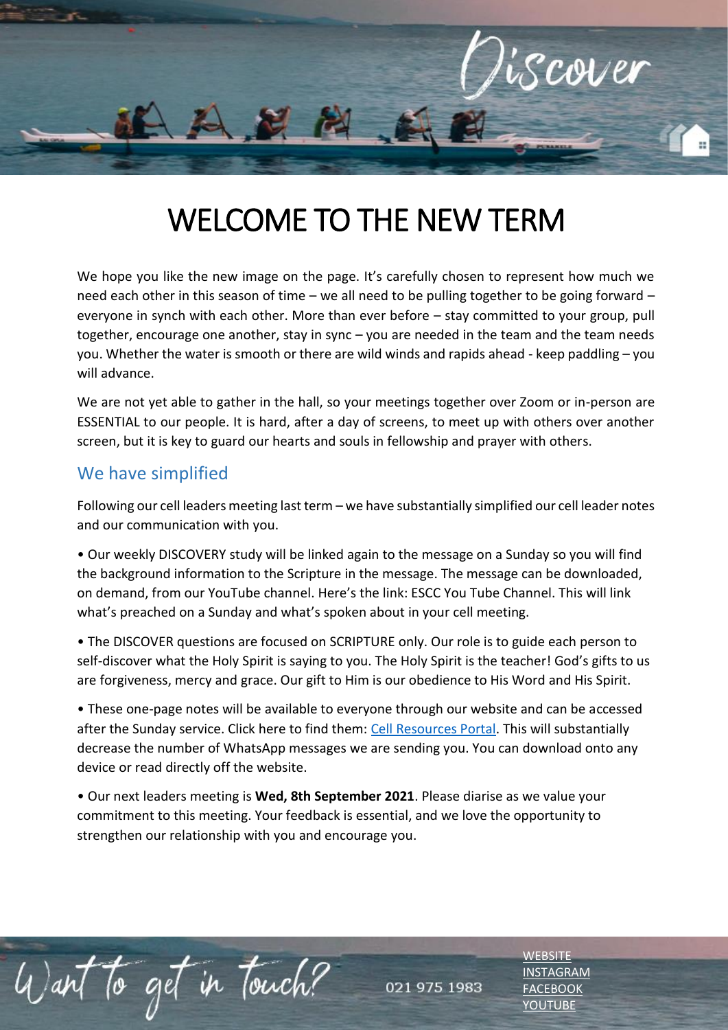Discover

# WELCOME TO THE NEW TERM

We hope you like the new image on the page. It's carefully chosen to represent how much we need each other in this season of time – we all need to be pulling together to be going forward – everyone in synch with each other. More than ever before – stay committed to your group, pull together, encourage one another, stay in sync – you are needed in the team and the team needs you. Whether the water is smooth or there are wild winds and rapids ahead - keep paddling – you will advance.

We are not yet able to gather in the hall, so your meetings together over Zoom or in-person are ESSENTIAL to our people. It is hard, after a day of screens, to meet up with others over another screen, but it is key to guard our hearts and souls in fellowship and prayer with others.

## We have simplified

Following our cell leaders meeting last term – we have substantially simplified our cell leader notes and our communication with you.

- Our weekly DISCOVERY study will be linked again to the message on a Sunday so you will find the background information to the Scripture in the message. The message can be downloaded, on demand, from our YouTube channel. Here's the link: ESCC You Tube Channel. This will link what's preached on a Sunday and what's spoken about in your cell meeting.
- The DISCOVER questions are focused on SCRIPTURE only. Our role is to guide each person to self-discover what the Holy Spirit is saying to you. The Holy Spirit is the teacher! God's gifts to us are forgiveness, mercy and grace. Our gift to Him is our obedience to His Word and His Spirit.
- These one-page notes will be available to everyone through our website and can be accessed after the Sunday service. Click here to find them: Cell Resources Portal. This will substantially decrease the number of WhatsApp messages we are sending you. You can download onto any device or read directly off the website.
- Our next leaders meeting is **Wed, 8th September 2021**. Please diarise as we value your commitment to this meeting. Your feedback is essential, and we love the opportunity to strengthen our relationship with you and encourage you.

Want to get in touch?

021 975 1983

WEBSITE
INSTAGRAM
FACEBOOK
YOUTUBE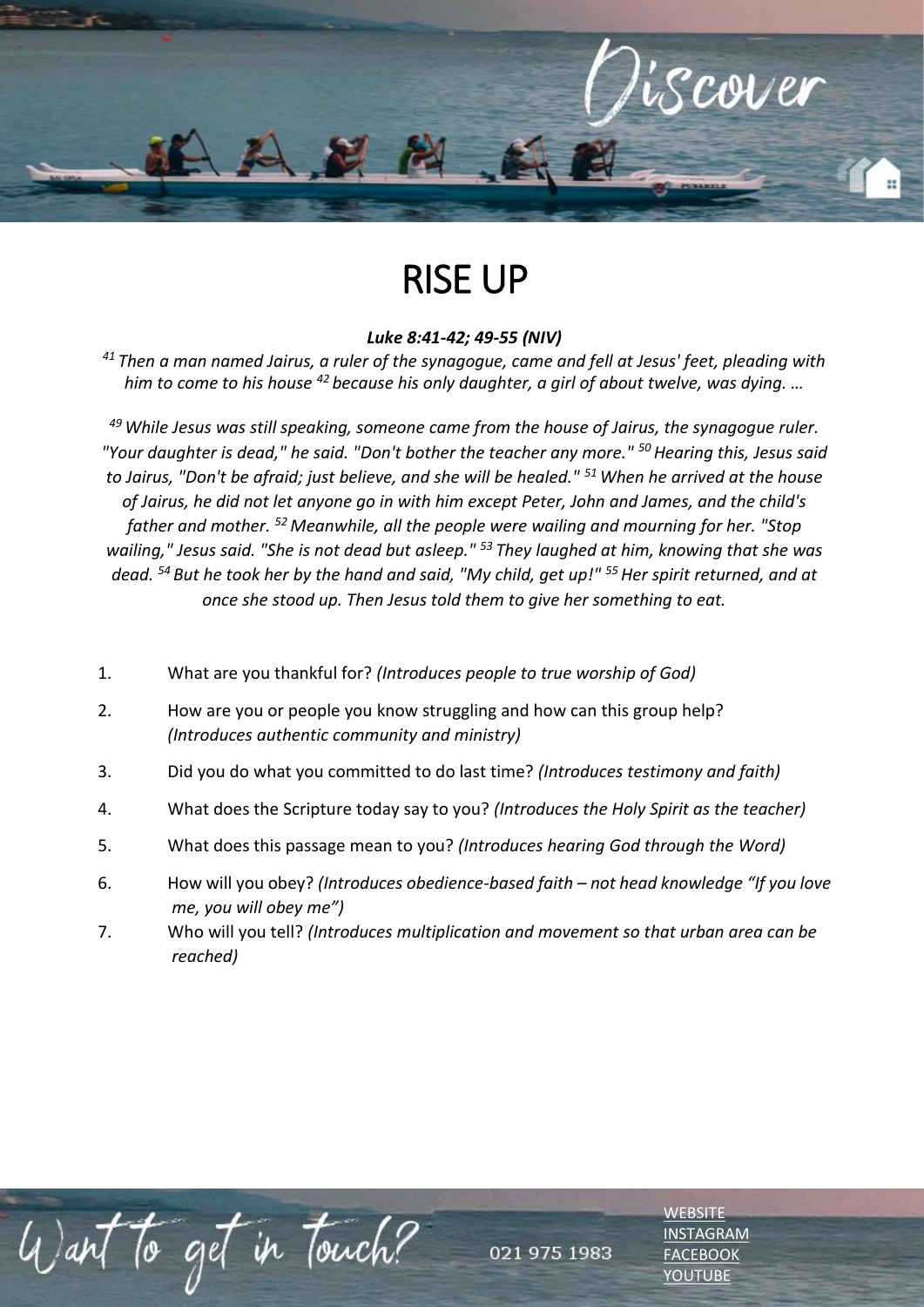Discover

# RISE UP

***Luke 8:41-42; 49-55 (NIV)***

*[41] Then a man named Jairus, a ruler of the synagogue, came and fell at Jesus' feet, pleading with him to come to his house [42] because his only daughter, a girl of about twelve, was dying. …*

*[49] While Jesus was still speaking, someone came from the house of Jairus, the synagogue ruler. "Your daughter is dead," he said. "Don't bother the teacher any more." [50] Hearing this, Jesus said to Jairus, "Don't be afraid; just believe, and she will be healed." [51] When he arrived at the house of Jairus, he did not let anyone go in with him except Peter, John and James, and the child's father and mother. [52] Meanwhile, all the people were wailing and mourning for her. "Stop wailing," Jesus said. "She is not dead but asleep." [53] They laughed at him, knowing that she was dead. [54] But he took her by the hand and said, "My child, get up!" [55] Her spirit returned, and at once she stood up. Then Jesus told them to give her something to eat.*

1. What are you thankful for? *(Introduces people to true worship of God)*
2. How are you or people you know struggling and how can this group help? *(Introduces authentic community and ministry)*
3. Did you do what you committed to do last time? *(Introduces testimony and faith)*
4. What does the Scripture today say to you? *(Introduces the Holy Spirit as the teacher)*
5. What does this passage mean to you? *(Introduces hearing God through the Word)*
6. How will you obey? *(Introduces obedience-based faith – not head knowledge "If you love me, you will obey me")*
7. Who will you tell? *(Introduces multiplication and movement so that urban area can be reached)*

Want to get in touch?

021 975 1983

WEBSITE
INSTAGRAM
FACEBOOK
YOUTUBE